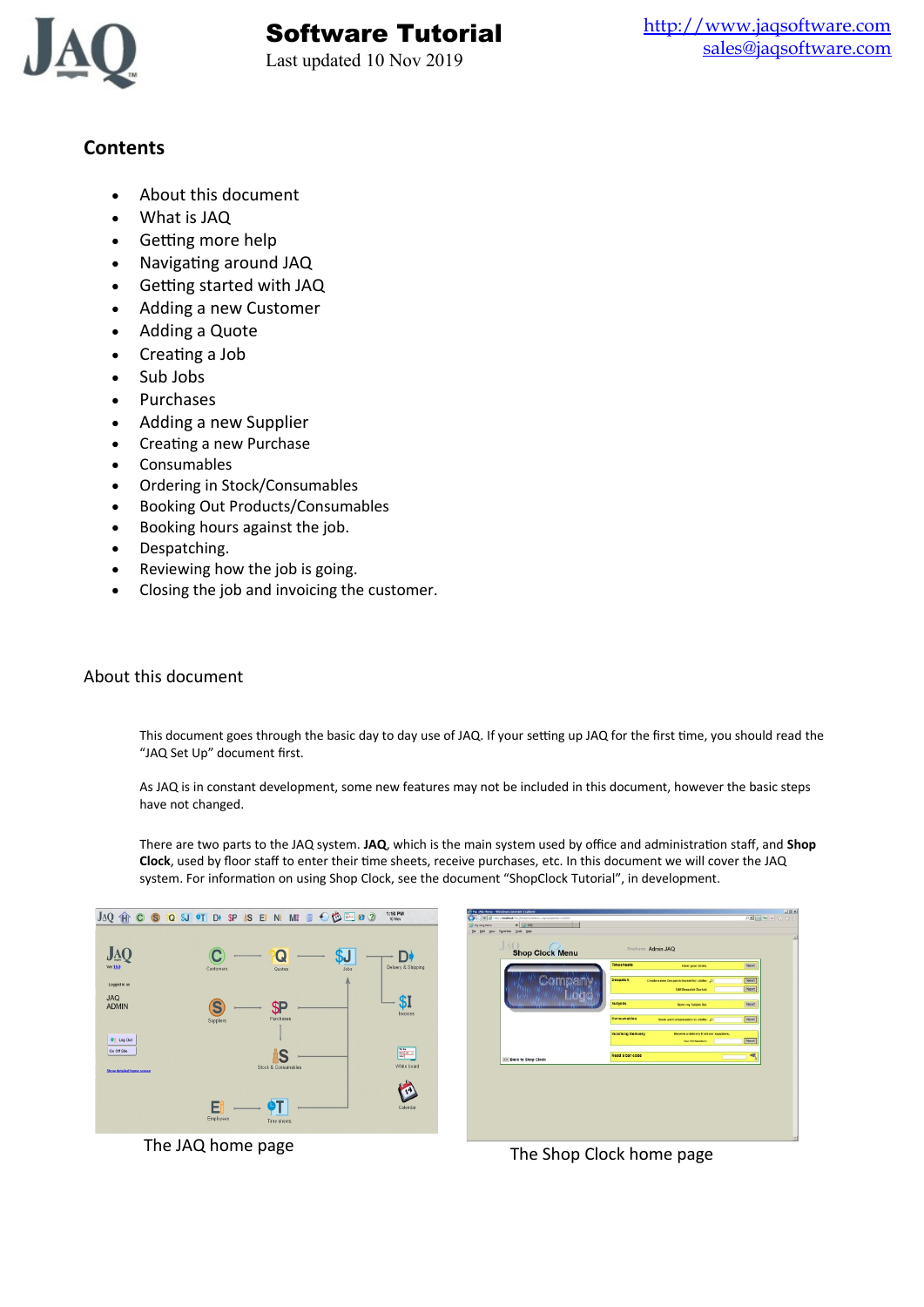# Software Tutorial

Last updated 10 Nov 2019

http://www.jaqsoftware.com
sales@jaqsoftware.com

## Contents

- About this document
- What is JAQ
- Getting more help
- Navigating around JAQ
- Getting started with JAQ
- Adding a new Customer
- Adding a Quote
- Creating a Job
- Sub Jobs
- Purchases
- Adding a new Supplier
- Creating a new Purchase
- Consumables
- Ordering in Stock/Consumables
- Booking Out Products/Consumables
- Booking hours against the job.
- Despatching.
- Reviewing how the job is going.
- Closing the job and invoicing the customer.

## About this document

This document goes through the basic day to day use of JAQ. If your setting up JAQ for the first time, you should read the "JAQ Set Up" document first.

As JAQ is in constant development, some new features may not be included in this document, however the basic steps have not changed.

There are two parts to the JAQ system. **JAQ**, which is the main system used by office and administration staff, and **Shop Clock**, used by floor staff to enter their time sheets, receive purchases, etc. In this document we will cover the JAQ system. For information on using Shop Clock, see the document "ShopClock Tutorial", in development.

The JAQ home page

The Shop Clock home page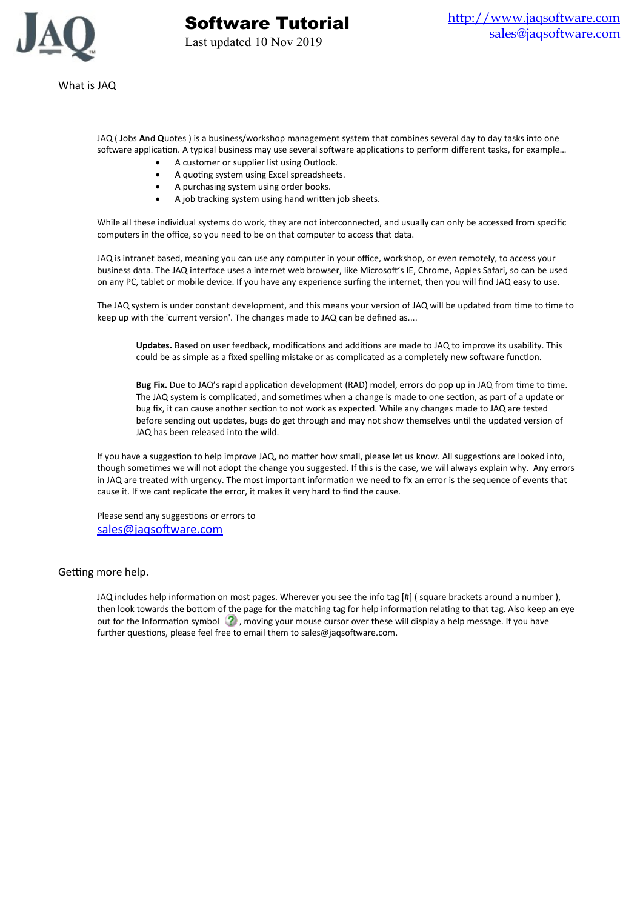## What is JAQ

JAQ ( **J**obs **A**nd **Q**uotes ) is a business/workshop management system that combines several day to day tasks into one software application. A typical business may use several software applications to perform different tasks, for example...

- A customer or supplier list using Outlook.
- A quoting system using Excel spreadsheets.
- A purchasing system using order books.
- A job tracking system using hand written job sheets.

While all these individual systems do work, they are not interconnected, and usually can only be accessed from specific computers in the office, so you need to be on that computer to access that data.

JAQ is intranet based, meaning you can use any computer in your office, workshop, or even remotely, to access your business data. The JAQ interface uses a internet web browser, like Microsoft's IE, Chrome, Apples Safari, so can be used on any PC, tablet or mobile device. If you have any experience surfing the internet, then you will find JAQ easy to use.

The JAQ system is under constant development, and this means your version of JAQ will be updated from time to time to keep up with the 'current version'. The changes made to JAQ can be defined as....

**Updates.** Based on user feedback, modifications and additions are made to JAQ to improve its usability. This could be as simple as a fixed spelling mistake or as complicated as a completely new software function.

**Bug Fix.** Due to JAQ's rapid application development (RAD) model, errors do pop up in JAQ from time to time. The JAQ system is complicated, and sometimes when a change is made to one section, as part of a update or bug fix, it can cause another section to not work as expected. While any changes made to JAQ are tested before sending out updates, bugs do get through and may not show themselves until the updated version of JAQ has been released into the wild.

If you have a suggestion to help improve JAQ, no matter how small, please let us know. All suggestions are looked into, though sometimes we will not adopt the change you suggested. If this is the case, we will always explain why. Any errors in JAQ are treated with urgency. The most important information we need to fix an error is the sequence of events that cause it. If we cant replicate the error, it makes it very hard to find the cause.

Please send any suggestions or errors to
sales@jaqsoftware.com

## Getting more help.

JAQ includes help information on most pages. Wherever you see the info tag [#] ( square brackets around a number ), then look towards the bottom of the page for the matching tag for help information relating to that tag. Also keep an eye out for the Information symbol , moving your mouse cursor over these will display a help message. If you have further questions, please feel free to email them to sales@jaqsoftware.com.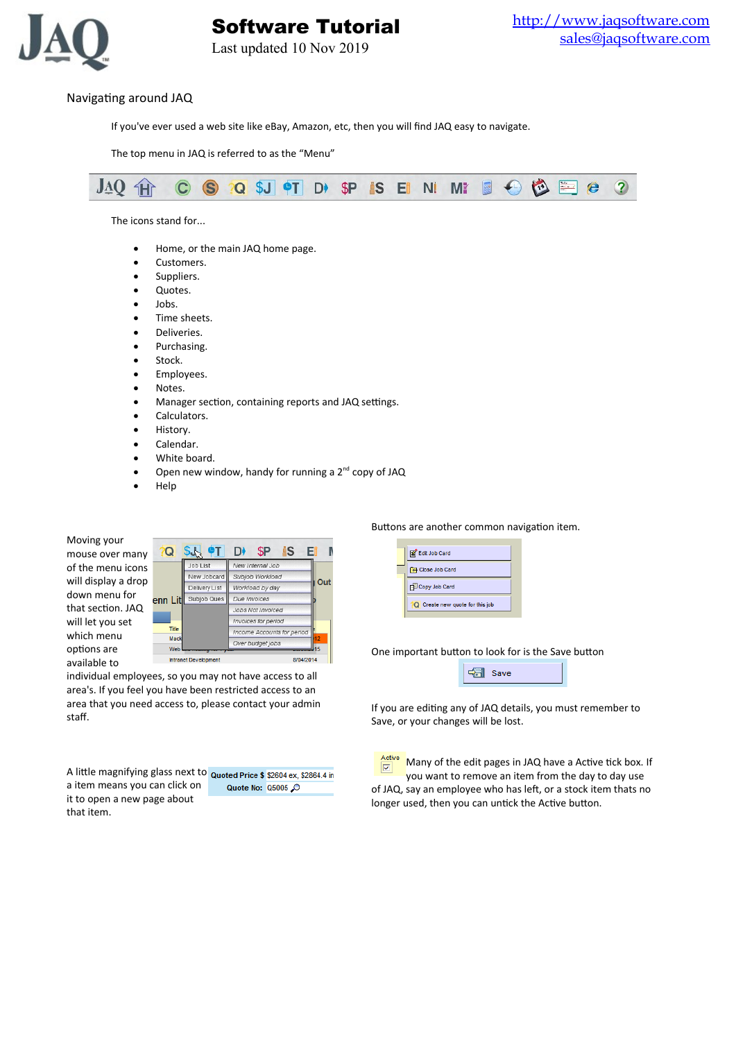## Navigating around JAQ

If you've ever used a web site like eBay, Amazon, etc, then you will find JAQ easy to navigate.

The top menu in JAQ is referred to as the “Menu”

The icons stand for...

- Home, or the main JAQ home page.
- Customers.
- Suppliers.
- Quotes.
- Jobs.
- Time sheets.
- Deliveries.
- Purchasing.
- Stock.
- Employees.
- Notes.
- Manager section, containing reports and JAQ settings.
- Calculators.
- History.
- Calendar.
- White board.
- Open new window, handy for running a 2nd copy of JAQ
- Help

Moving your mouse over many of the menu icons will display a drop down menu for that section. JAQ will let you set which menu options are available to individual employees, so you may not have access to all area's. If you feel you have been restricted access to an area that you need access to, please contact your admin staff.

Buttons are another common navigation item.

One important button to look for is the Save button

If you are editing any of JAQ details, you must remember to Save, or your changes will be lost.

A little magnifying glass next to a item means you can click on it to open a new page about that item.

Many of the edit pages in JAQ have a Active tick box. If you want to remove an item from the day to day use of JAQ, say an employee who has left, or a stock item thats no longer used, then you can untick the Active button.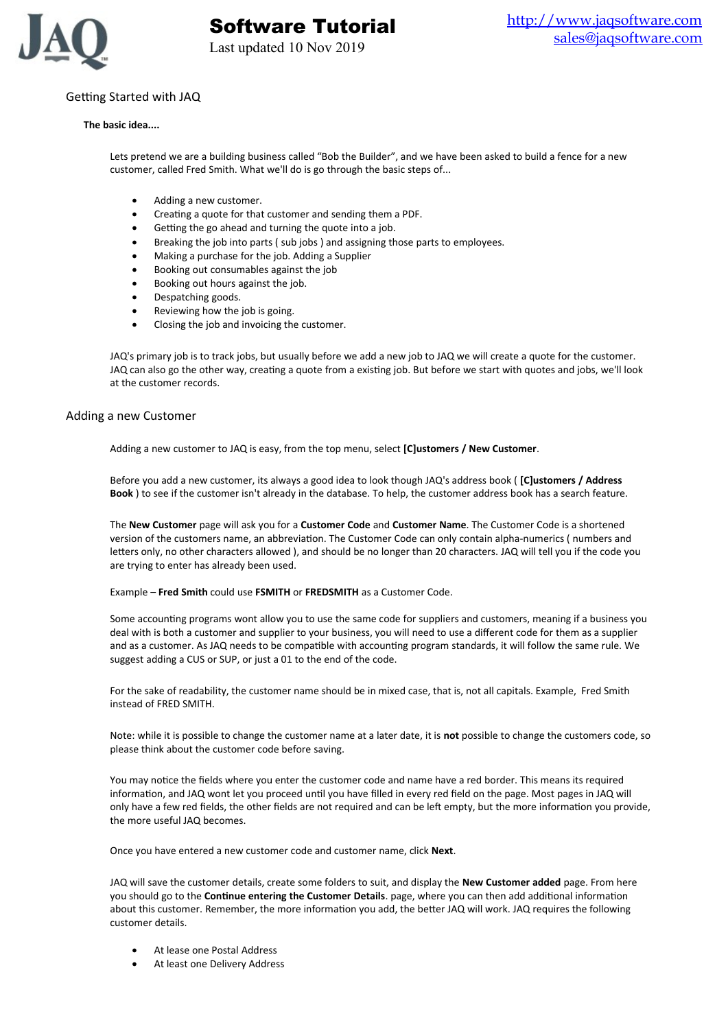## Getting Started with JAQ

### The basic idea....

Lets pretend we are a building business called "Bob the Builder", and we have been asked to build a fence for a new customer, called Fred Smith. What we'll do is go through the basic steps of...

- Adding a new customer.
- Creating a quote for that customer and sending them a PDF.
- Getting the go ahead and turning the quote into a job.
- Breaking the job into parts ( sub jobs ) and assigning those parts to employees.
- Making a purchase for the job. Adding a Supplier
- Booking out consumables against the job
- Booking out hours against the job.
- Despatching goods.
- Reviewing how the job is going.
- Closing the job and invoicing the customer.

JAQ's primary job is to track jobs, but usually before we add a new job to JAQ we will create a quote for the customer. JAQ can also go the other way, creating a quote from a existing job. But before we start with quotes and jobs, we'll look at the customer records.

## Adding a new Customer

Adding a new customer to JAQ is easy, from the top menu, select **[C]ustomers / New Customer**.

Before you add a new customer, its always a good idea to look though JAQ's address book ( **[C]ustomers / Address Book** ) to see if the customer isn't already in the database. To help, the customer address book has a search feature.

The **New Customer** page will ask you for a **Customer Code** and **Customer Name**. The Customer Code is a shortened version of the customers name, an abbreviation. The Customer Code can only contain alpha-numerics ( numbers and letters only, no other characters allowed ), and should be no longer than 20 characters. JAQ will tell you if the code you are trying to enter has already been used.

Example – **Fred Smith** could use **FSMITH** or **FREDSMITH** as a Customer Code.

Some accounting programs wont allow you to use the same code for suppliers and customers, meaning if a business you deal with is both a customer and supplier to your business, you will need to use a different code for them as a supplier and as a customer. As JAQ needs to be compatible with accounting program standards, it will follow the same rule. We suggest adding a CUS or SUP, or just a 01 to the end of the code.

For the sake of readability, the customer name should be in mixed case, that is, not all capitals. Example, Fred Smith instead of FRED SMITH.

Note: while it is possible to change the customer name at a later date, it is **not** possible to change the customers code, so please think about the customer code before saving.

You may notice the fields where you enter the customer code and name have a red border. This means its required information, and JAQ wont let you proceed until you have filled in every red field on the page. Most pages in JAQ will only have a few red fields, the other fields are not required and can be left empty, but the more information you provide, the more useful JAQ becomes.

Once you have entered a new customer code and customer name, click **Next**.

JAQ will save the customer details, create some folders to suit, and display the **New Customer added** page. From here you should go to the **Continue entering the Customer Details**. page, where you can then add additional information about this customer. Remember, the more information you add, the better JAQ will work. JAQ requires the following customer details.

- At lease one Postal Address
- At least one Delivery Address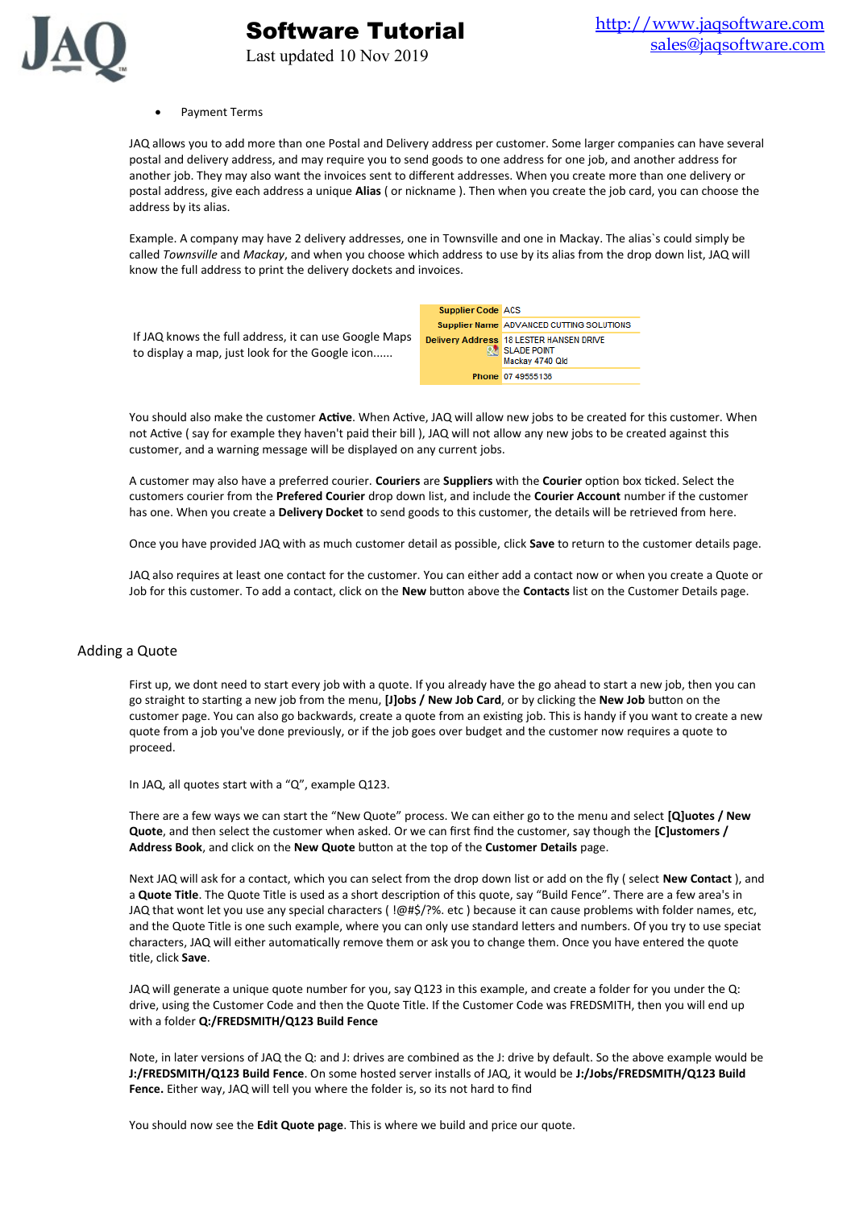- Payment Terms

JAQ allows you to add more than one Postal and Delivery address per customer. Some larger companies can have several postal and delivery address, and may require you to send goods to one address for one job, and another address for another job. They may also want the invoices sent to different addresses. When you create more than one delivery or postal address, give each address a unique **Alias** ( or nickname ). Then when you create the job card, you can choose the address by its alias.

Example. A company may have 2 delivery addresses, one in Townsville and one in Mackay. The alias`s could simply be called *Townsville* and *Mackay*, and when you choose which address to use by its alias from the drop down list, JAQ will know the full address to print the delivery dockets and invoices.

If JAQ knows the full address, it can use Google Maps to display a map, just look for the Google icon......

| | |
|---|---|
| **Supplier Code** | ACS |
| **Supplier Name** | ADVANCED CUTTING SOLUTIONS |
| **Delivery Address** | 18 LESTER HANSEN DRIVE<br>SLADE POINT<br>Mackay 4740 Qld |
| **Phone** | 07 49555136 |

You should also make the customer **Active**. When Active, JAQ will allow new jobs to be created for this customer. When not Active ( say for example they haven't paid their bill ), JAQ will not allow any new jobs to be created against this customer, and a warning message will be displayed on any current jobs.

A customer may also have a preferred courier. **Couriers** are **Suppliers** with the **Courier** option box ticked. Select the customers courier from the **Prefered Courier** drop down list, and include the **Courier Account** number if the customer has one. When you create a **Delivery Docket** to send goods to this customer, the details will be retrieved from here.

Once you have provided JAQ with as much customer detail as possible, click **Save** to return to the customer details page.

JAQ also requires at least one contact for the customer. You can either add a contact now or when you create a Quote or Job for this customer. To add a contact, click on the **New** button above the **Contacts** list on the Customer Details page.

## Adding a Quote

First up, we dont need to start every job with a quote. If you already have the go ahead to start a new job, then you can go straight to starting a new job from the menu, **[J]obs / New Job Card**, or by clicking the **New Job** button on the customer page. You can also go backwards, create a quote from an existing job. This is handy if you want to create a new quote from a job you've done previously, or if the job goes over budget and the customer now requires a quote to proceed.

In JAQ, all quotes start with a "Q", example Q123.

There are a few ways we can start the "New Quote" process. We can either go to the menu and select **[Q]uotes / New Quote**, and then select the customer when asked. Or we can first find the customer, say though the **[C]ustomers / Address Book**, and click on the **New Quote** button at the top of the **Customer Details** page.

Next JAQ will ask for a contact, which you can select from the drop down list or add on the fly ( select **New Contact** ), and a **Quote Title**. The Quote Title is used as a short description of this quote, say "Build Fence". There are a few area's in JAQ that wont let you use any special characters ( !@#$/?%. etc ) because it can cause problems with folder names, etc, and the Quote Title is one such example, where you can only use standard letters and numbers. Of you try to use speciat characters, JAQ will either automatically remove them or ask you to change them. Once you have entered the quote title, click **Save**.

JAQ will generate a unique quote number for you, say Q123 in this example, and create a folder for you under the Q: drive, using the Customer Code and then the Quote Title. If the Customer Code was FREDSMITH, then you will end up with a folder **Q:/FREDSMITH/Q123 Build Fence**

Note, in later versions of JAQ the Q: and J: drives are combined as the J: drive by default. So the above example would be **J:/FREDSMITH/Q123 Build Fence**. On some hosted server installs of JAQ, it would be **J:/Jobs/FREDSMITH/Q123 Build Fence.** Either way, JAQ will tell you where the folder is, so its not hard to find

You should now see the **Edit Quote page**. This is where we build and price our quote.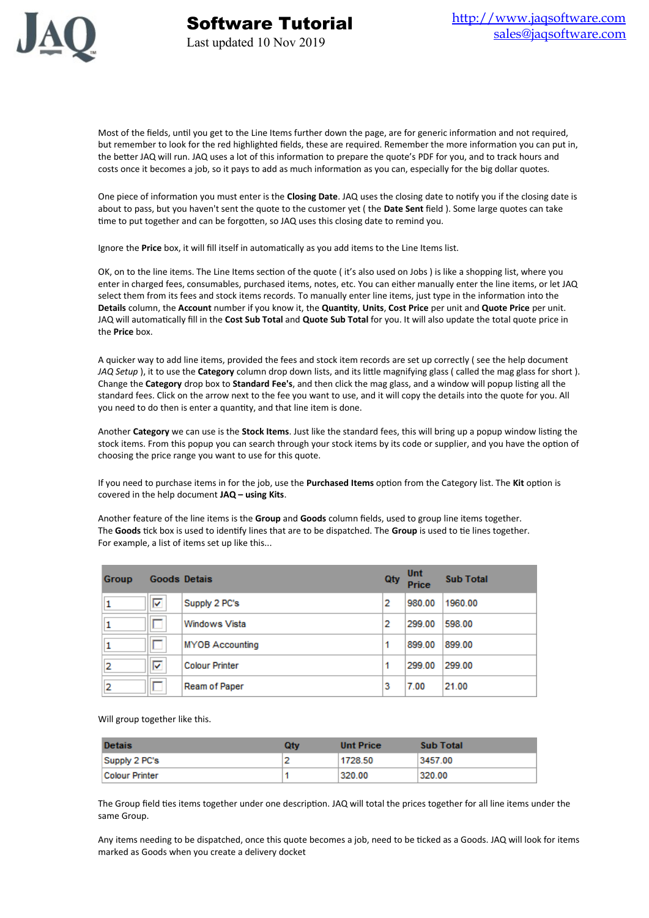Most of the fields, until you get to the Line Items further down the page, are for generic information and not required, but remember to look for the red highlighted fields, these are required. Remember the more information you can put in, the better JAQ will run. JAQ uses a lot of this information to prepare the quote's PDF for you, and to track hours and costs once it becomes a job, so it pays to add as much information as you can, especially for the big dollar quotes.

One piece of information you must enter is the **Closing Date**. JAQ uses the closing date to notify you if the closing date is about to pass, but you haven't sent the quote to the customer yet ( the **Date Sent** field ). Some large quotes can take time to put together and can be forgotten, so JAQ uses this closing date to remind you.

Ignore the **Price** box, it will fill itself in automatically as you add items to the Line Items list.

OK, on to the line items. The Line Items section of the quote ( it's also used on Jobs ) is like a shopping list, where you enter in charged fees, consumables, purchased items, notes, etc. You can either manually enter the line items, or let JAQ select them from its fees and stock items records. To manually enter line items, just type in the information into the **Details** column, the **Account** number if you know it, the **Quantity**, **Units**, **Cost Price** per unit and **Quote Price** per unit. JAQ will automatically fill in the **Cost Sub Total** and **Quote Sub Total** for you. It will also update the total quote price in the **Price** box.

A quicker way to add line items, provided the fees and stock item records are set up correctly ( see the help document *JAQ Setup* ), it to use the **Category** column drop down lists, and its little magnifying glass ( called the mag glass for short ). Change the **Category** drop box to **Standard Fee's**, and then click the mag glass, and a window will popup listing all the standard fees. Click on the arrow next to the fee you want to use, and it will copy the details into the quote for you. All you need to do then is enter a quantity, and that line item is done.

Another **Category** we can use is the **Stock Items**. Just like the standard fees, this will bring up a popup window listing the stock items. From this popup you can search through your stock items by its code or supplier, and you have the option of choosing the price range you want to use for this quote.

If you need to purchase items in for the job, use the **Purchased Items** option from the Category list. The **Kit** option is covered in the help document **JAQ – using Kits**.

Another feature of the line items is the **Group** and **Goods** column fields, used to group line items together. The **Goods** tick box is used to identify lines that are to be dispatched. The **Group** is used to tie lines together. For example, a list of items set up like this...

| Group | Goods | Detais | Qty | Unt Price | Sub Total |
|---|---|---|---|---|---|
| 1 | ☑ | Supply 2 PC's | 2 | 980.00 | 1960.00 |
| 1 | ☐ | Windows Vista | 2 | 299.00 | 598.00 |
| 1 | ☐ | MYOB Accounting | 1 | 899.00 | 899.00 |
| 2 | ☑ | Colour Printer | 1 | 299.00 | 299.00 |
| 2 | ☐ | Ream of Paper | 3 | 7.00 | 21.00 |

Will group together like this.

| Detais | Qty | Unt Price | Sub Total |
|---|---|---|---|
| Supply 2 PC's | 2 | 1728.50 | 3457.00 |
| Colour Printer | 1 | 320.00 | 320.00 |

The Group field ties items together under one description. JAQ will total the prices together for all line items under the same Group.

Any items needing to be dispatched, once this quote becomes a job, need to be ticked as a Goods. JAQ will look for items marked as Goods when you create a delivery docket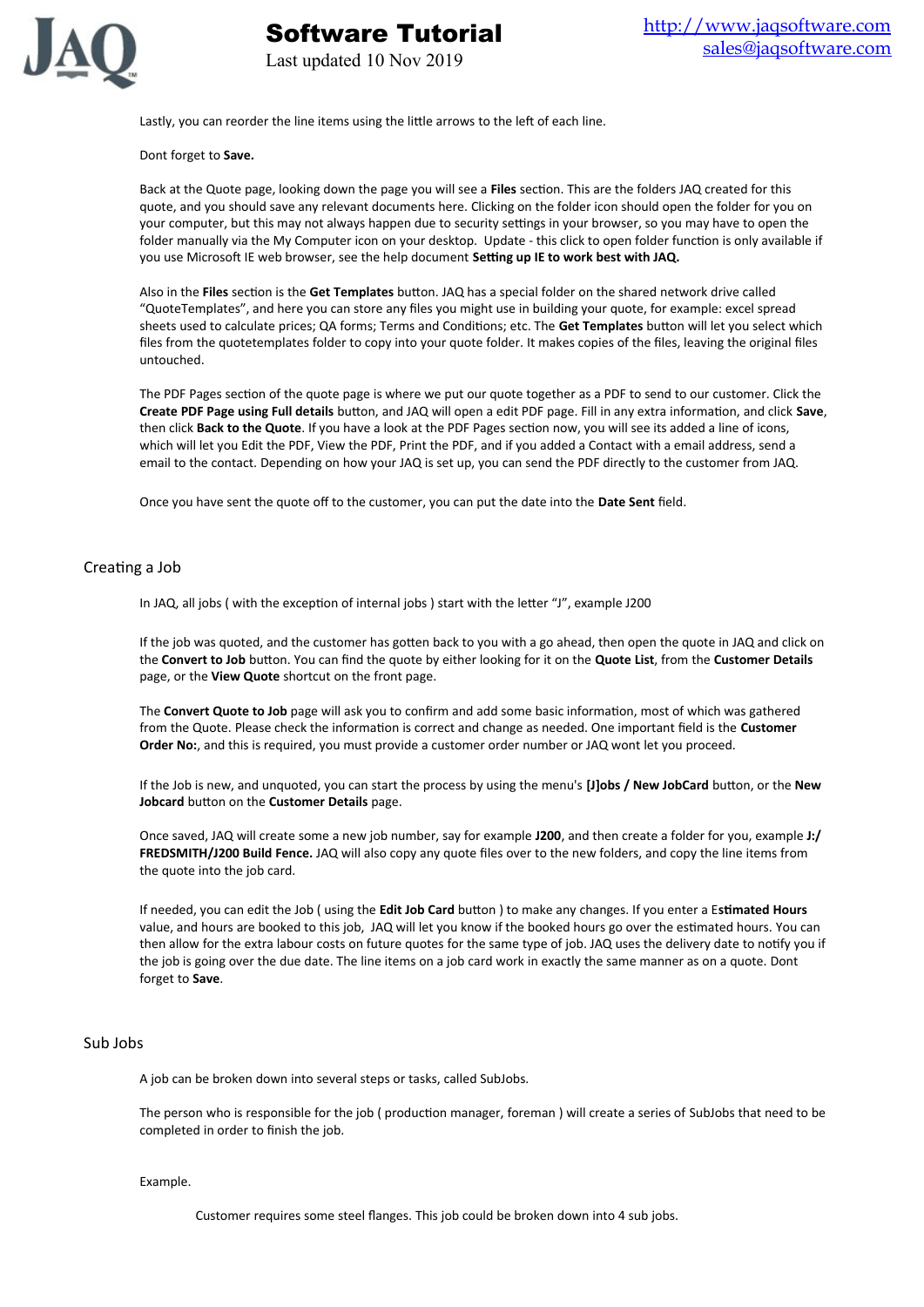Lastly, you can reorder the line items using the little arrows to the left of each line.

Dont forget to **Save.**

Back at the Quote page, looking down the page you will see a **Files** section. This are the folders JAQ created for this quote, and you should save any relevant documents here. Clicking on the folder icon should open the folder for you on your computer, but this may not always happen due to security settings in your browser, so you may have to open the folder manually via the My Computer icon on your desktop. Update - this click to open folder function is only available if you use Microsoft IE web browser, see the help document **Setting up IE to work best with JAQ.**

Also in the **Files** section is the **Get Templates** button. JAQ has a special folder on the shared network drive called "QuoteTemplates", and here you can store any files you might use in building your quote, for example: excel spread sheets used to calculate prices; QA forms; Terms and Conditions; etc. The **Get Templates** button will let you select which files from the quotetemplates folder to copy into your quote folder. It makes copies of the files, leaving the original files untouched.

The PDF Pages section of the quote page is where we put our quote together as a PDF to send to our customer. Click the **Create PDF Page using Full details** button, and JAQ will open a edit PDF page. Fill in any extra information, and click **Save**, then click **Back to the Quote**. If you have a look at the PDF Pages section now, you will see its added a line of icons, which will let you Edit the PDF, View the PDF, Print the PDF, and if you added a Contact with a email address, send a email to the contact. Depending on how your JAQ is set up, you can send the PDF directly to the customer from JAQ.

Once you have sent the quote off to the customer, you can put the date into the **Date Sent** field.

## Creating a Job

In JAQ, all jobs ( with the exception of internal jobs ) start with the letter "J", example J200

If the job was quoted, and the customer has gotten back to you with a go ahead, then open the quote in JAQ and click on the **Convert to Job** button. You can find the quote by either looking for it on the **Quote List**, from the **Customer Details** page, or the **View Quote** shortcut on the front page.

The **Convert Quote to Job** page will ask you to confirm and add some basic information, most of which was gathered from the Quote. Please check the information is correct and change as needed. One important field is the **Customer Order No:**, and this is required, you must provide a customer order number or JAQ wont let you proceed.

If the Job is new, and unquoted, you can start the process by using the menu's **[J]obs / New JobCard** button, or the **New Jobcard** button on the **Customer Details** page.

Once saved, JAQ will create some a new job number, say for example **J200**, and then create a folder for you, example **J:/FREDSMITH/J200 Build Fence.** JAQ will also copy any quote files over to the new folders, and copy the line items from the quote into the job card.

If needed, you can edit the Job ( using the **Edit Job Card** button ) to make any changes. If you enter a E**stimated Hours** value, and hours are booked to this job, JAQ will let you know if the booked hours go over the estimated hours. You can then allow for the extra labour costs on future quotes for the same type of job. JAQ uses the delivery date to notify you if the job is going over the due date. The line items on a job card work in exactly the same manner as on a quote. Dont forget to **Save**.

## Sub Jobs

A job can be broken down into several steps or tasks, called SubJobs.

The person who is responsible for the job ( production manager, foreman ) will create a series of SubJobs that need to be completed in order to finish the job.

Example.

Customer requires some steel flanges. This job could be broken down into 4 sub jobs.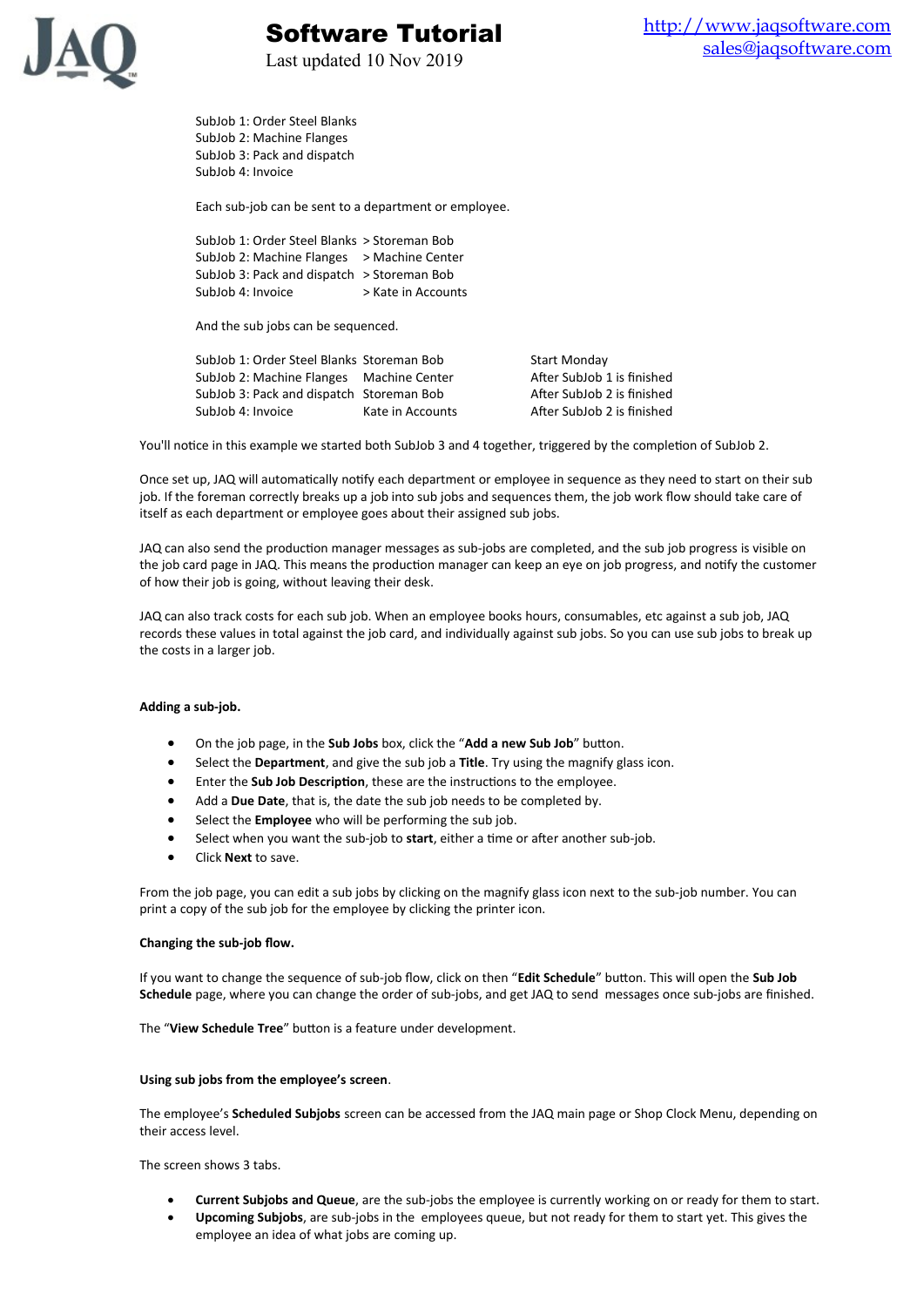SubJob 1: Order Steel Blanks
SubJob 2: Machine Flanges
SubJob 3: Pack and dispatch
SubJob 4: Invoice

Each sub-job can be sent to a department or employee.

| | |
|---|---|
| SubJob 1: Order Steel Blanks | > Storeman Bob |
| SubJob 2: Machine Flanges | > Machine Center |
| SubJob 3: Pack and dispatch | > Storeman Bob |
| SubJob 4: Invoice | > Kate in Accounts |

And the sub jobs can be sequenced.

| | | |
|---|---|---|
| SubJob 1: Order Steel Blanks | Storeman Bob | Start Monday |
| SubJob 2: Machine Flanges | Machine Center | After SubJob 1 is finished |
| SubJob 3: Pack and dispatch | Storeman Bob | After SubJob 2 is finished |
| SubJob 4: Invoice | Kate in Accounts | After SubJob 2 is finished |

You'll notice in this example we started both SubJob 3 and 4 together, triggered by the completion of SubJob 2.

Once set up, JAQ will automatically notify each department or employee in sequence as they need to start on their sub job. If the foreman correctly breaks up a job into sub jobs and sequences them, the job work flow should take care of itself as each department or employee goes about their assigned sub jobs.

JAQ can also send the production manager messages as sub-jobs are completed, and the sub job progress is visible on the job card page in JAQ. This means the production manager can keep an eye on job progress, and notify the customer of how their job is going, without leaving their desk.

JAQ can also track costs for each sub job. When an employee books hours, consumables, etc against a sub job, JAQ records these values in total against the job card, and individually against sub jobs. So you can use sub jobs to break up the costs in a larger job.

**Adding a sub-job.**

- On the job page, in the **Sub Jobs** box, click the "**Add a new Sub Job**" button.
- Select the **Department**, and give the sub job a **Title**. Try using the magnify glass icon.
- Enter the **Sub Job Description**, these are the instructions to the employee.
- Add a **Due Date**, that is, the date the sub job needs to be completed by.
- Select the **Employee** who will be performing the sub job.
- Select when you want the sub-job to **start**, either a time or after another sub-job.
- Click **Next** to save.

From the job page, you can edit a sub jobs by clicking on the magnify glass icon next to the sub-job number. You can print a copy of the sub job for the employee by clicking the printer icon.

**Changing the sub-job flow.**

If you want to change the sequence of sub-job flow, click on then "**Edit Schedule**" button. This will open the **Sub Job Schedule** page, where you can change the order of sub-jobs, and get JAQ to send messages once sub-jobs are finished.

The "**View Schedule Tree**" button is a feature under development.

**Using sub jobs from the employee's screen**.

The employee's **Scheduled Subjobs** screen can be accessed from the JAQ main page or Shop Clock Menu, depending on their access level.

The screen shows 3 tabs.

- **Current Subjobs and Queue**, are the sub-jobs the employee is currently working on or ready for them to start.
- **Upcoming Subjobs**, are sub-jobs in the employees queue, but not ready for them to start yet. This gives the employee an idea of what jobs are coming up.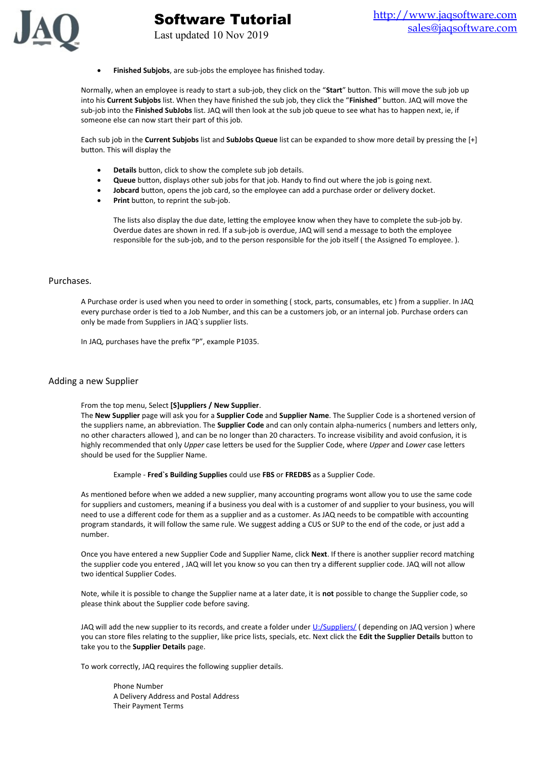- **Finished Subjobs**, are sub-jobs the employee has finished today.

Normally, when an employee is ready to start a sub-job, they click on the "**Start**" button. This will move the sub job up into his **Current Subjobs** list. When they have finished the sub job, they click the "**Finished**" button. JAQ will move the sub-job into the **Finished SubJobs** list. JAQ will then look at the sub job queue to see what has to happen next, ie, if someone else can now start their part of this job.

Each sub job in the **Current Subjobs** list and **SubJobs Queue** list can be expanded to show more detail by pressing the [+] button. This will display the

- **Details** button, click to show the complete sub job details.
- **Queue** button, displays other sub jobs for that job. Handy to find out where the job is going next.
- **Jobcard** button, opens the job card, so the employee can add a purchase order or delivery docket.
- **Print** button, to reprint the sub-job.

The lists also display the due date, letting the employee know when they have to complete the sub-job by. Overdue dates are shown in red. If a sub-job is overdue, JAQ will send a message to both the employee responsible for the sub-job, and to the person responsible for the job itself ( the Assigned To employee. ).

## Purchases.

A Purchase order is used when you need to order in something ( stock, parts, consumables, etc ) from a supplier. In JAQ every purchase order is tied to a Job Number, and this can be a customers job, or an internal job. Purchase orders can only be made from Suppliers in JAQ`s supplier lists.

In JAQ, purchases have the prefix "P", example P1035.

## Adding a new Supplier

From the top menu, Select **[S]uppliers / New Supplier**.
The **New Supplier** page will ask you for a **Supplier Code** and **Supplier Name**. The Supplier Code is a shortened version of the suppliers name, an abbreviation. The **Supplier Code** and can only contain alpha-numerics ( numbers and letters only, no other characters allowed ), and can be no longer than 20 characters. To increase visibility and avoid confusion, it is highly recommended that only *Upper* case letters be used for the Supplier Code, where *Upper* and *Lower* case letters should be used for the Supplier Name.

Example - **Fred`s Building Supplies** could use **FBS** or **FREDBS** as a Supplier Code.

As mentioned before when we added a new supplier, many accounting programs wont allow you to use the same code for suppliers and customers, meaning if a business you deal with is a customer of and supplier to your business, you will need to use a different code for them as a supplier and as a customer. As JAQ needs to be compatible with accounting program standards, it will follow the same rule. We suggest adding a CUS or SUP to the end of the code, or just add a number.

Once you have entered a new Supplier Code and Supplier Name, click **Next**. If there is another supplier record matching the supplier code you entered , JAQ will let you know so you can then try a different supplier code. JAQ will not allow two identical Supplier Codes.

Note, while it is possible to change the Supplier name at a later date, it is **not** possible to change the Supplier code, so please think about the Supplier code before saving.

JAQ will add the new supplier to its records, and create a folder under U:/Suppliers/ ( depending on JAQ version ) where you can store files relating to the supplier, like price lists, specials, etc. Next click the **Edit the Supplier Details** button to take you to the **Supplier Details** page.

To work correctly, JAQ requires the following supplier details.

Phone Number
A Delivery Address and Postal Address
Their Payment Terms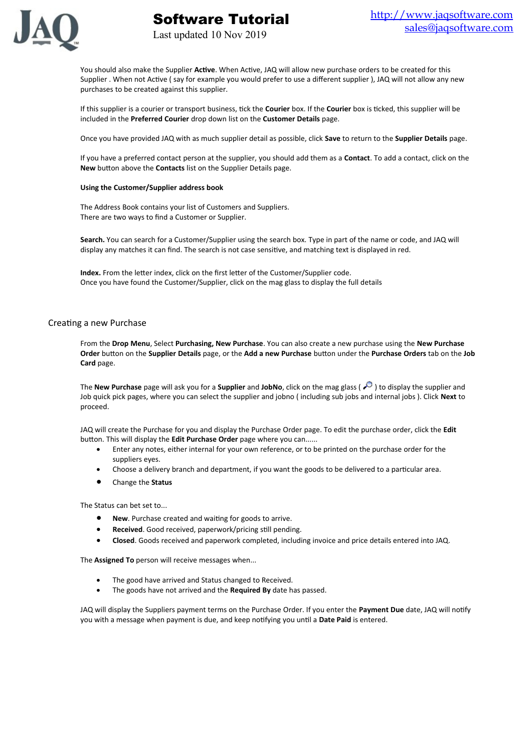You should also make the Supplier **Active**. When Active, JAQ will allow new purchase orders to be created for this Supplier . When not Active ( say for example you would prefer to use a different supplier ), JAQ will not allow any new purchases to be created against this supplier.

If this supplier is a courier or transport business, tick the **Courier** box. If the **Courier** box is ticked, this supplier will be included in the **Preferred Courier** drop down list on the **Customer Details** page.

Once you have provided JAQ with as much supplier detail as possible, click **Save** to return to the **Supplier Details** page.

If you have a preferred contact person at the supplier, you should add them as a **Contact**. To add a contact, click on the **New** button above the **Contacts** list on the Supplier Details page.

**Using the Customer/Supplier address book**

The Address Book contains your list of Customers and Suppliers.
There are two ways to find a Customer or Supplier.

**Search.** You can search for a Customer/Supplier using the search box. Type in part of the name or code, and JAQ will display any matches it can find. The search is not case sensitive, and matching text is displayed in red.

**Index.** From the letter index, click on the first letter of the Customer/Supplier code.
Once you have found the Customer/Supplier, click on the mag glass to display the full details

## Creating a new Purchase

From the **Drop Menu**, Select **Purchasing, New Purchase**. You can also create a new purchase using the **New Purchase Order** button on the **Supplier Details** page, or the **Add a new Purchase** button under the **Purchase Orders** tab on the **Job Card** page.

The **New Purchase** page will ask you for a **Supplier** and **JobNo**, click on the mag glass ( ) to display the supplier and Job quick pick pages, where you can select the supplier and jobno ( including sub jobs and internal jobs ). Click **Next** to proceed.

JAQ will create the Purchase for you and display the Purchase Order page. To edit the purchase order, click the **Edit** button. This will display the **Edit Purchase Order** page where you can......

- Enter any notes, either internal for your own reference, or to be printed on the purchase order for the suppliers eyes.
- Choose a delivery branch and department, if you want the goods to be delivered to a particular area.
- Change the **Status**

The Status can bet set to...

- **New**. Purchase created and waiting for goods to arrive.
- **Received**. Good received, paperwork/pricing still pending.
- **Closed**. Goods received and paperwork completed, including invoice and price details entered into JAQ.

The **Assigned To** person will receive messages when...

- The good have arrived and Status changed to Received.
- The goods have not arrived and the **Required By** date has passed.

JAQ will display the Suppliers payment terms on the Purchase Order. If you enter the **Payment Due** date, JAQ will notify you with a message when payment is due, and keep notifying you until a **Date Paid** is entered.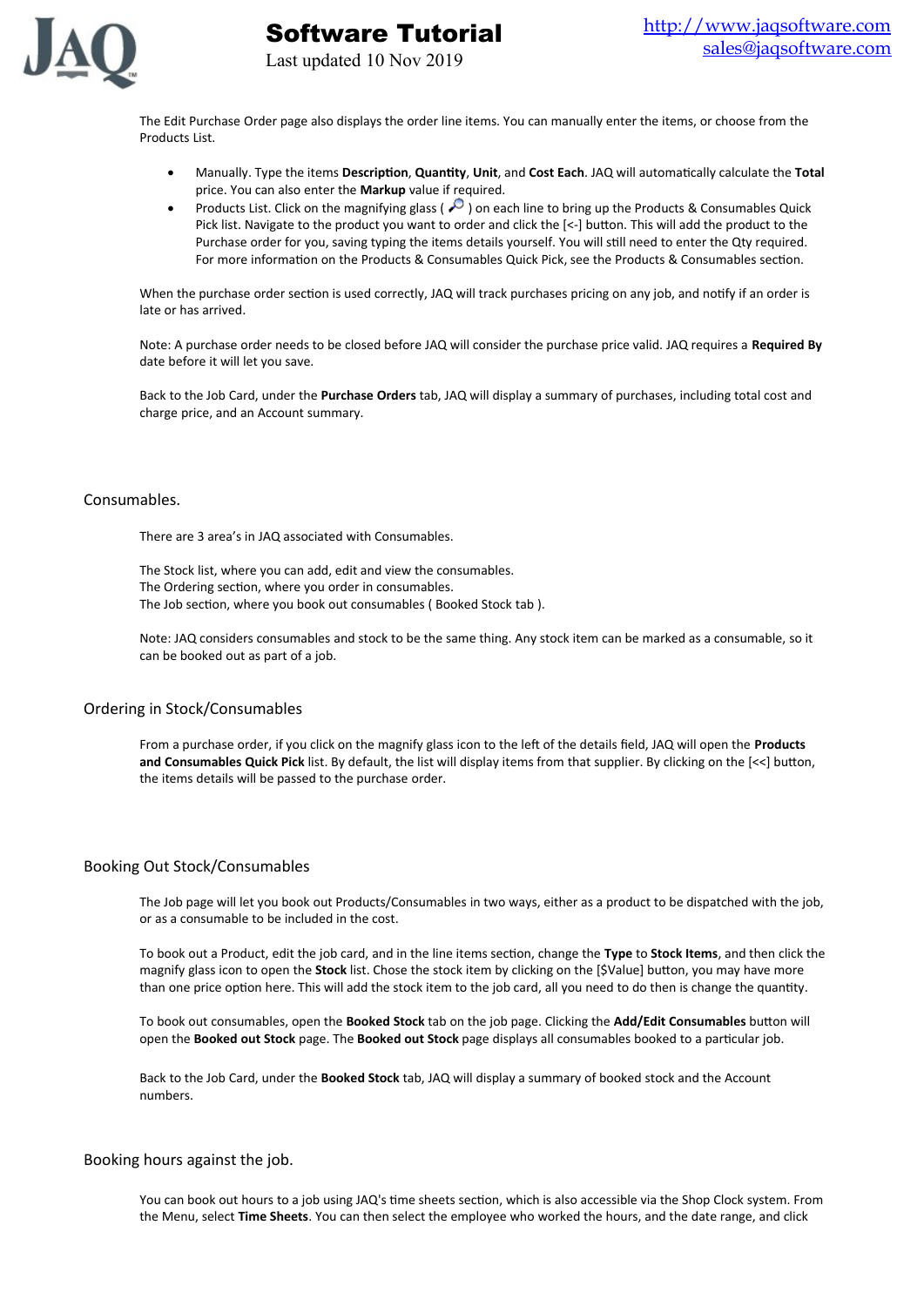The Edit Purchase Order page also displays the order line items. You can manually enter the items, or choose from the Products List.

- Manually. Type the items **Description**, **Quantity**, **Unit**, and **Cost Each**. JAQ will automatically calculate the **Total** price. You can also enter the **Markup** value if required.
- Products List. Click on the magnifying glass ( ) on each line to bring up the Products & Consumables Quick Pick list. Navigate to the product you want to order and click the [<-] button. This will add the product to the Purchase order for you, saving typing the items details yourself. You will still need to enter the Qty required. For more information on the Products & Consumables Quick Pick, see the Products & Consumables section.

When the purchase order section is used correctly, JAQ will track purchases pricing on any job, and notify if an order is late or has arrived.

Note: A purchase order needs to be closed before JAQ will consider the purchase price valid. JAQ requires a **Required By** date before it will let you save.

Back to the Job Card, under the **Purchase Orders** tab, JAQ will display a summary of purchases, including total cost and charge price, and an Account summary.

## Consumables.

There are 3 area's in JAQ associated with Consumables.

The Stock list, where you can add, edit and view the consumables.
The Ordering section, where you order in consumables.
The Job section, where you book out consumables ( Booked Stock tab ).

Note: JAQ considers consumables and stock to be the same thing. Any stock item can be marked as a consumable, so it can be booked out as part of a job.

## Ordering in Stock/Consumables

From a purchase order, if you click on the magnify glass icon to the left of the details field, JAQ will open the **Products and Consumables Quick Pick** list. By default, the list will display items from that supplier. By clicking on the [<<] button, the items details will be passed to the purchase order.

## Booking Out Stock/Consumables

The Job page will let you book out Products/Consumables in two ways, either as a product to be dispatched with the job, or as a consumable to be included in the cost.

To book out a Product, edit the job card, and in the line items section, change the **Type** to **Stock Items**, and then click the magnify glass icon to open the **Stock** list. Chose the stock item by clicking on the [$Value] button, you may have more than one price option here. This will add the stock item to the job card, all you need to do then is change the quantity.

To book out consumables, open the **Booked Stock** tab on the job page. Clicking the **Add/Edit Consumables** button will open the **Booked out Stock** page. The **Booked out Stock** page displays all consumables booked to a particular job.

Back to the Job Card, under the **Booked Stock** tab, JAQ will display a summary of booked stock and the Account numbers.

## Booking hours against the job.

You can book out hours to a job using JAQ's time sheets section, which is also accessible via the Shop Clock system. From the Menu, select **Time Sheets**. You can then select the employee who worked the hours, and the date range, and click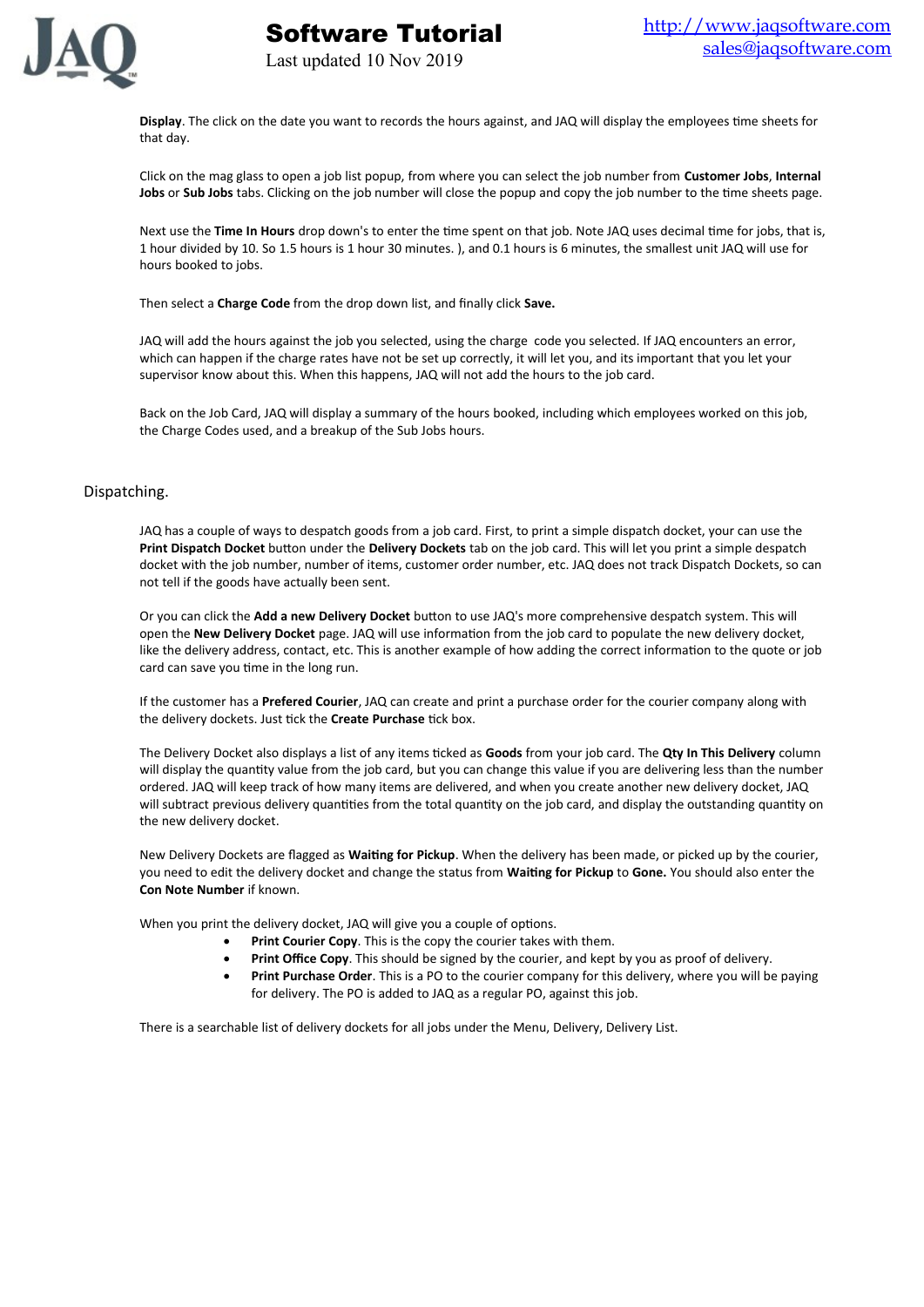**Display**. The click on the date you want to records the hours against, and JAQ will display the employees time sheets for that day.

Click on the mag glass to open a job list popup, from where you can select the job number from **Customer Jobs**, **Internal Jobs** or **Sub Jobs** tabs. Clicking on the job number will close the popup and copy the job number to the time sheets page.

Next use the **Time In Hours** drop down's to enter the time spent on that job. Note JAQ uses decimal time for jobs, that is, 1 hour divided by 10. So 1.5 hours is 1 hour 30 minutes. ), and 0.1 hours is 6 minutes, the smallest unit JAQ will use for hours booked to jobs.

Then select a **Charge Code** from the drop down list, and finally click **Save.**

JAQ will add the hours against the job you selected, using the charge code you selected. If JAQ encounters an error, which can happen if the charge rates have not be set up correctly, it will let you, and its important that you let your supervisor know about this. When this happens, JAQ will not add the hours to the job card.

Back on the Job Card, JAQ will display a summary of the hours booked, including which employees worked on this job, the Charge Codes used, and a breakup of the Sub Jobs hours.

## Dispatching.

JAQ has a couple of ways to despatch goods from a job card. First, to print a simple dispatch docket, your can use the **Print Dispatch Docket** button under the **Delivery Dockets** tab on the job card. This will let you print a simple despatch docket with the job number, number of items, customer order number, etc. JAQ does not track Dispatch Dockets, so can not tell if the goods have actually been sent.

Or you can click the **Add a new Delivery Docket** button to use JAQ's more comprehensive despatch system. This will open the **New Delivery Docket** page. JAQ will use information from the job card to populate the new delivery docket, like the delivery address, contact, etc. This is another example of how adding the correct information to the quote or job card can save you time in the long run.

If the customer has a **Prefered Courier**, JAQ can create and print a purchase order for the courier company along with the delivery dockets. Just tick the **Create Purchase** tick box.

The Delivery Docket also displays a list of any items ticked as **Goods** from your job card. The **Qty In This Delivery** column will display the quantity value from the job card, but you can change this value if you are delivering less than the number ordered. JAQ will keep track of how many items are delivered, and when you create another new delivery docket, JAQ will subtract previous delivery quantities from the total quantity on the job card, and display the outstanding quantity on the new delivery docket.

New Delivery Dockets are flagged as **Waiting for Pickup**. When the delivery has been made, or picked up by the courier, you need to edit the delivery docket and change the status from **Waiting for Pickup** to **Gone.** You should also enter the **Con Note Number** if known.

When you print the delivery docket, JAQ will give you a couple of options.

- **Print Courier Copy**. This is the copy the courier takes with them.
- **Print Office Copy**. This should be signed by the courier, and kept by you as proof of delivery.
- **Print Purchase Order**. This is a PO to the courier company for this delivery, where you will be paying for delivery. The PO is added to JAQ as a regular PO, against this job.

There is a searchable list of delivery dockets for all jobs under the Menu, Delivery, Delivery List.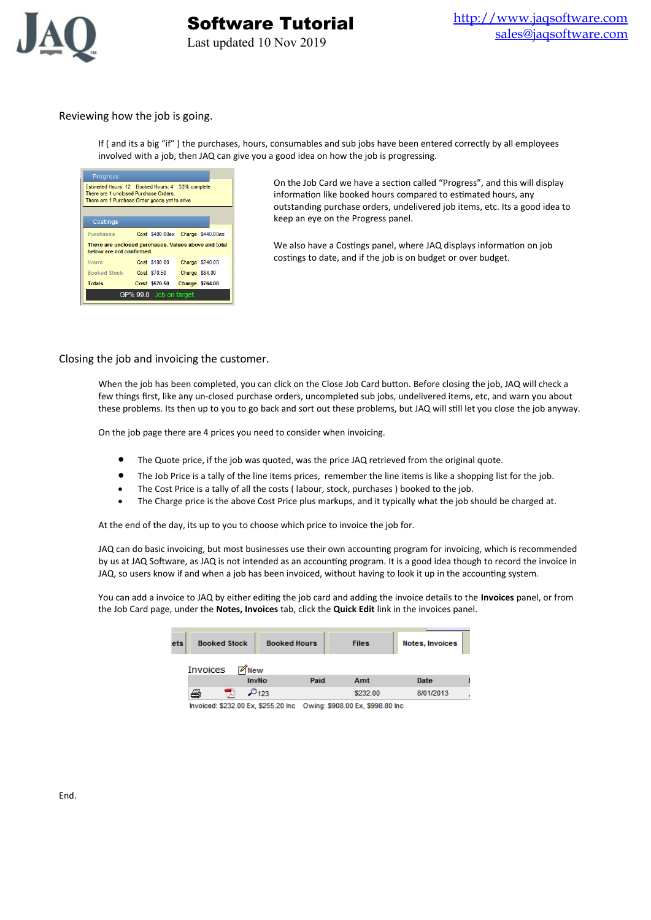Reviewing how the job is going.

If ( and its a big "if" ) the purchases, hours, consumables and sub jobs have been entered correctly by all employees involved with a job, then JAQ can give you a good idea on how the job is progressing.

On the Job Card we have a section called "Progress", and this will display information like booked hours compared to estimated hours, any outstanding purchase orders, undelivered job items, etc. Its a good idea to keep an eye on the Progress panel.

We also have a Costings panel, where JAQ displays information on job costings to date, and if the job is on budget or over budget.

Closing the job and invoicing the customer.

When the job has been completed, you can click on the Close Job Card button. Before closing the job, JAQ will check a few things first, like any un-closed purchase orders, uncompleted sub jobs, undelivered items, etc, and warn you about these problems. Its then up to you to go back and sort out these problems, but JAQ will still let you close the job anyway.

On the job page there are 4 prices you need to consider when invoicing.

- The Quote price, if the job was quoted, was the price JAQ retrieved from the original quote.
- The Job Price is a tally of the line items prices, remember the line items is like a shopping list for the job.
- The Cost Price is a tally of all the costs ( labour, stock, purchases ) booked to the job.
- The Charge price is the above Cost Price plus markups, and it typically what the job should be charged at.

At the end of the day, its up to you to choose which price to invoice the job for.

JAQ can do basic invoicing, but most businesses use their own accounting program for invoicing, which is recommended by us at JAQ Software, as JAQ is not intended as an accounting program. It is a good idea though to record the invoice in JAQ, so users know if and when a job has been invoiced, without having to look it up in the accounting system.

You can add a invoice to JAQ by either editing the job card and adding the invoice details to the **Invoices** panel, or from the Job Card page, under the **Notes, Invoices** tab, click the **Quick Edit** link in the invoices panel.

End.